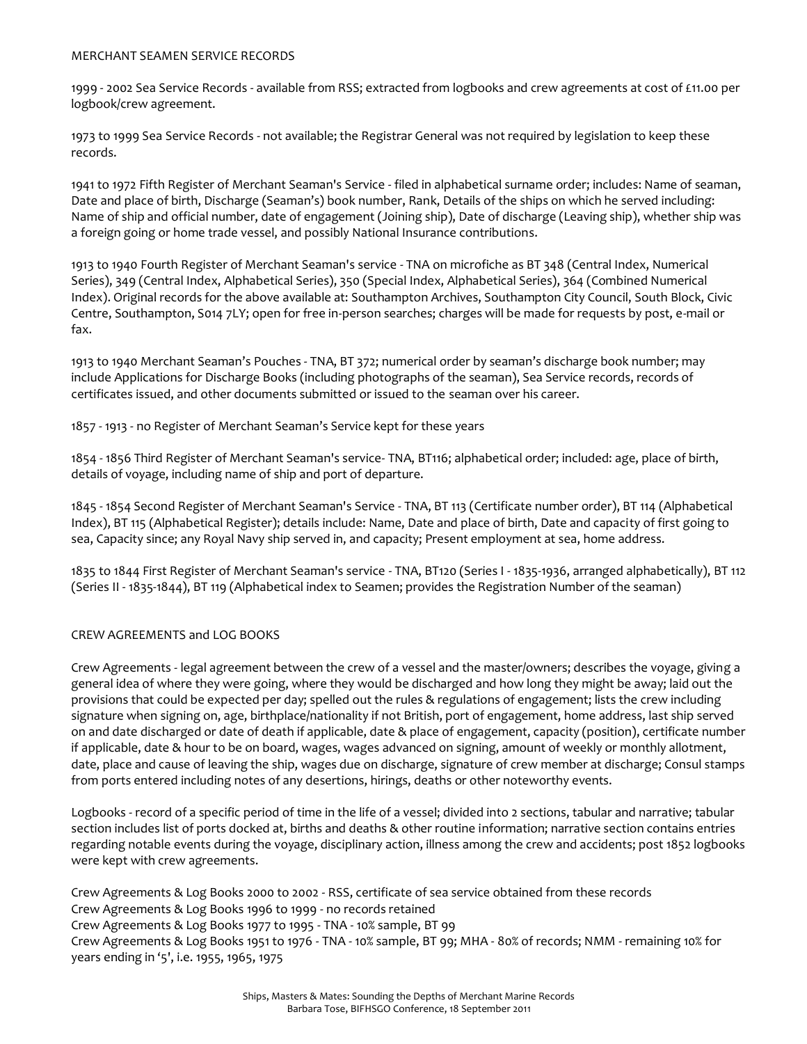## MERCHANT SEAMEN SERVICE RECORDS

1999 - 2002 Sea Service Records - available from RSS; extracted from logbooks and crew agreements at cost of £11.00 per logbook/crew agreement.

1973 to 1999 Sea Service Records - not available; the Registrar General was not required by legislation to keep these records.

1941 to 1972 Fifth Register of Merchant Seaman's Service - filed in alphabetical surname order; includes: Name of seaman, Date and place of birth, Discharge (Seaman's) book number, Rank, Details of the ships on which he served including: Name of ship and official number, date of engagement (Joining ship), Date of discharge (Leaving ship), whether ship was a foreign going or home trade vessel, and possibly National Insurance contributions.

1913 to 1940 Fourth Register of Merchant Seaman's service - TNA on microfiche as BT 348 (Central Index, Numerical Series), 349 (Central Index, Alphabetical Series), 350 (Special Index, Alphabetical Series), 364 (Combined Numerical Index). Original records for the above available at: Southampton Archives, Southampton City Council, South Block, Civic Centre, Southampton, S014 7LY; open for free in-person searches; charges will be made for requests by post, e-mail or fax.

1913 to 1940 Merchant Seaman's Pouches - TNA, BT 372; numerical order by seaman's discharge book number; may include Applications for Discharge Books (including photographs of the seaman), Sea Service records, records of certificates issued, and other documents submitted or issued to the seaman over his career.

1857 - 1913 - no Register of Merchant Seaman's Service kept for these years

1854 - 1856 Third Register of Merchant Seaman's service- TNA, BT116; alphabetical order; included: age, place of birth, details of voyage, including name of ship and port of departure.

1845 - 1854 Second Register of Merchant Seaman's Service - TNA, BT 113 (Certificate number order), BT 114 (Alphabetical Index), BT 115 (Alphabetical Register); details include: Name, Date and place of birth, Date and capacity of first going to sea, Capacity since; any Royal Navy ship served in, and capacity; Present employment at sea, home address.

1835 to 1844 First Register of Merchant Seaman's service - TNA, BT120 (Series I - 1835-1936, arranged alphabetically), BT 112 (Series II - 1835-1844), BT 119 (Alphabetical index to Seamen; provides the Registration Number of the seaman)

## CREW AGREEMENTS and LOG BOOKS

Crew Agreements - legal agreement between the crew of a vessel and the master/owners; describes the voyage, giving a general idea of where they were going, where they would be discharged and how long they might be away; laid out the provisions that could be expected per day; spelled out the rules & regulations of engagement; lists the crew including signature when signing on, age, birthplace/nationality if not British, port of engagement, home address, last ship served on and date discharged or date of death if applicable, date & place of engagement, capacity (position), certificate number if applicable, date & hour to be on board, wages, wages advanced on signing, amount of weekly or monthly allotment, date, place and cause of leaving the ship, wages due on discharge, signature of crew member at discharge; Consul stamps from ports entered including notes of any desertions, hirings, deaths or other noteworthy events.

Logbooks - record of a specific period of time in the life of a vessel; divided into 2 sections, tabular and narrative; tabular section includes list of ports docked at, births and deaths & other routine information; narrative section contains entries regarding notable events during the voyage, disciplinary action, illness among the crew and accidents; post 1852 logbooks were kept with crew agreements.

Crew Agreements & Log Books 2000 to 2002 - RSS, certificate of sea service obtained from these records
Crew Agreements & Log Books 1996 to 1999 - no records retained
Crew Agreements & Log Books 1977 to 1995 - TNA - 10% sample, BT 99
Crew Agreements & Log Books 1951 to 1976 - TNA - 10% sample, BT 99; MHA - 80% of records; NMM - remaining 10% for years ending in '5', i.e. 1955, 1965, 1975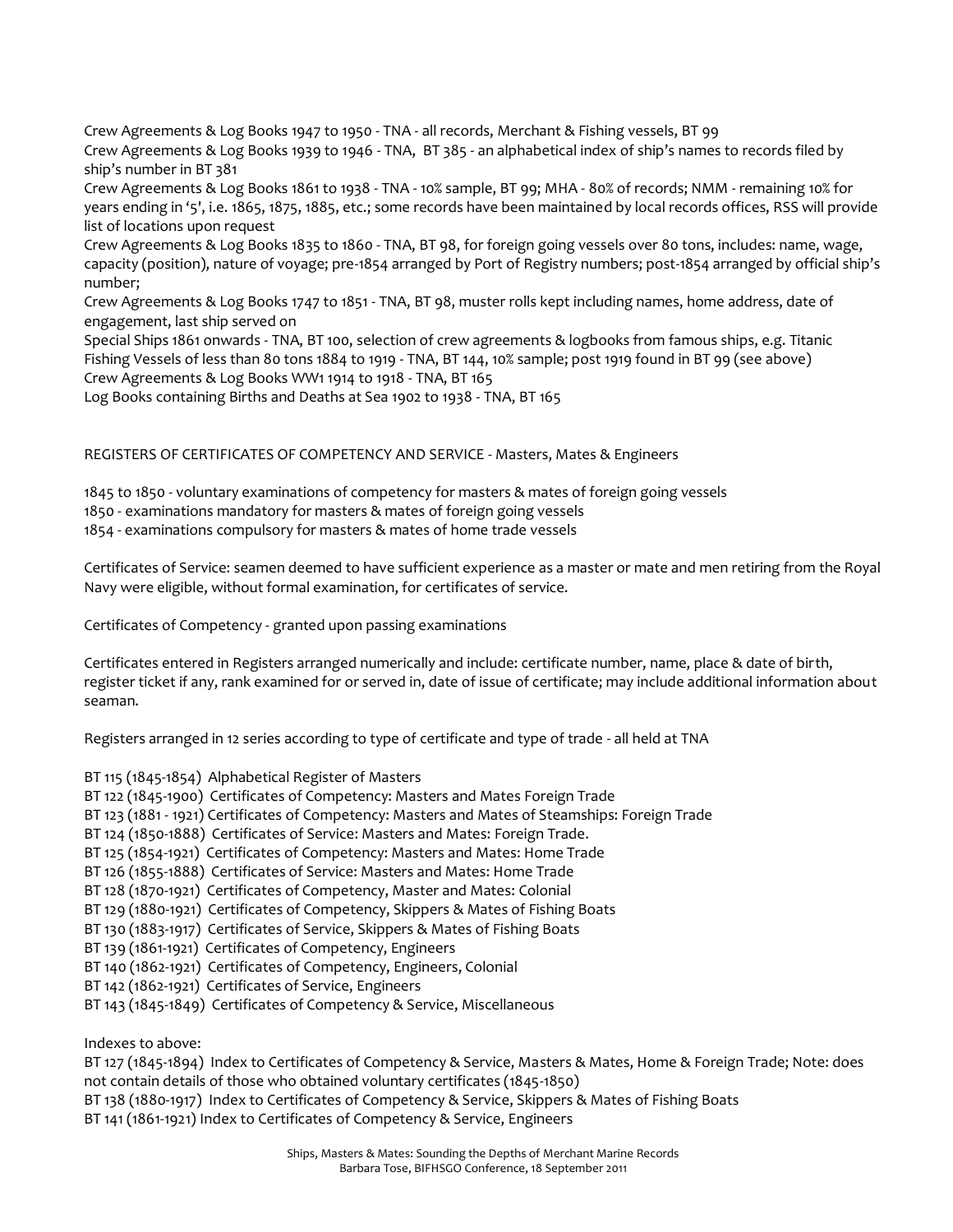Crew Agreements & Log Books 1947 to 1950 - TNA - all records, Merchant & Fishing vessels, BT 99

Crew Agreements & Log Books 1939 to 1946 - TNA, BT 385 - an alphabetical index of ship's names to records filed by ship's number in BT 381

Crew Agreements & Log Books 1861 to 1938 - TNA - 10% sample, BT 99; MHA - 80% of records; NMM - remaining 10% for years ending in '5', i.e. 1865, 1875, 1885, etc.; some records have been maintained by local records offices, RSS will provide list of locations upon request

Crew Agreements & Log Books 1835 to 1860 - TNA, BT 98, for foreign going vessels over 80 tons, includes: name, wage, capacity (position), nature of voyage; pre-1854 arranged by Port of Registry numbers; post-1854 arranged by official ship's number;

Crew Agreements & Log Books 1747 to 1851 - TNA, BT 98, muster rolls kept including names, home address, date of engagement, last ship served on

Special Ships 1861 onwards - TNA, BT 100, selection of crew agreements & logbooks from famous ships, e.g. Titanic

Fishing Vessels of less than 80 tons 1884 to 1919 - TNA, BT 144, 10% sample; post 1919 found in BT 99 (see above)

Crew Agreements & Log Books WW1 1914 to 1918 - TNA, BT 165

Log Books containing Births and Deaths at Sea 1902 to 1938 - TNA, BT 165

REGISTERS OF CERTIFICATES OF COMPETENCY AND SERVICE - Masters, Mates & Engineers

1845 to 1850 - voluntary examinations of competency for masters & mates of foreign going vessels
1850 - examinations mandatory for masters & mates of foreign going vessels
1854 - examinations compulsory for masters & mates of home trade vessels

Certificates of Service: seamen deemed to have sufficient experience as a master or mate and men retiring from the Royal Navy were eligible, without formal examination, for certificates of service.

Certificates of Competency - granted upon passing examinations

Certificates entered in Registers arranged numerically and include: certificate number, name, place & date of birth, register ticket if any, rank examined for or served in, date of issue of certificate; may include additional information about seaman.

Registers arranged in 12 series according to type of certificate and type of trade - all held at TNA

BT 115 (1845-1854) Alphabetical Register of Masters
BT 122 (1845-1900) Certificates of Competency: Masters and Mates Foreign Trade
BT 123 (1881 - 1921) Certificates of Competency: Masters and Mates of Steamships: Foreign Trade
BT 124 (1850-1888) Certificates of Service: Masters and Mates: Foreign Trade.
BT 125 (1854-1921) Certificates of Competency: Masters and Mates: Home Trade
BT 126 (1855-1888) Certificates of Service: Masters and Mates: Home Trade
BT 128 (1870-1921) Certificates of Competency, Master and Mates: Colonial
BT 129 (1880-1921) Certificates of Competency, Skippers & Mates of Fishing Boats
BT 130 (1883-1917) Certificates of Service, Skippers & Mates of Fishing Boats
BT 139 (1861-1921) Certificates of Competency, Engineers
BT 140 (1862-1921) Certificates of Competency, Engineers, Colonial
BT 142 (1862-1921) Certificates of Service, Engineers
BT 143 (1845-1849) Certificates of Competency & Service, Miscellaneous

Indexes to above:
BT 127 (1845-1894) Index to Certificates of Competency & Service, Masters & Mates, Home & Foreign Trade; Note: does not contain details of those who obtained voluntary certificates (1845-1850)
BT 138 (1880-1917) Index to Certificates of Competency & Service, Skippers & Mates of Fishing Boats
BT 141 (1861-1921) Index to Certificates of Competency & Service, Engineers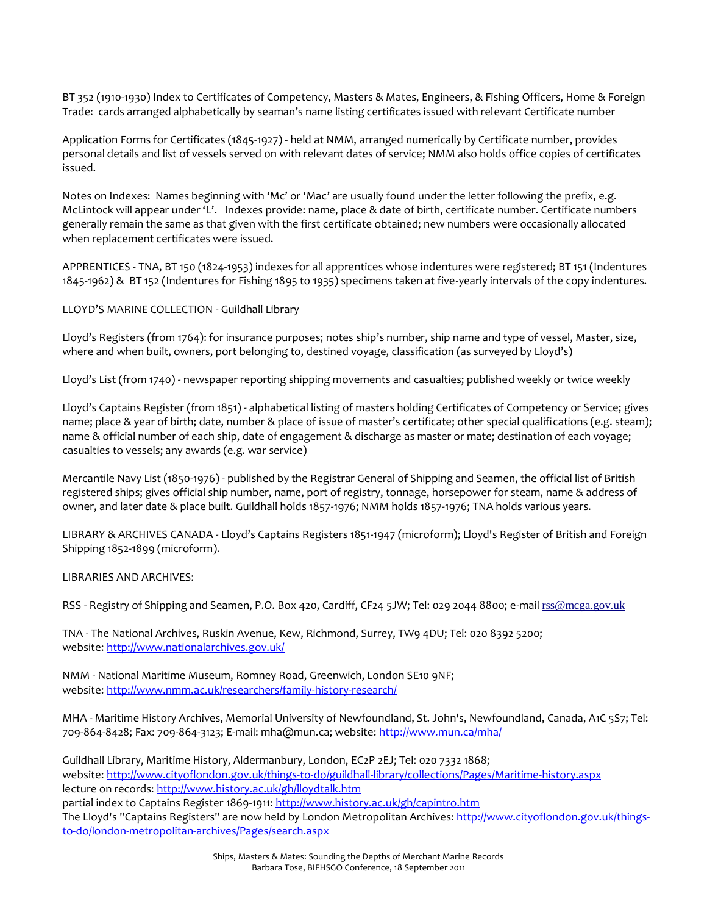BT 352 (1910-1930) Index to Certificates of Competency, Masters & Mates, Engineers, & Fishing Officers, Home & Foreign Trade: cards arranged alphabetically by seaman's name listing certificates issued with relevant Certificate number

Application Forms for Certificates (1845-1927) - held at NMM, arranged numerically by Certificate number, provides personal details and list of vessels served on with relevant dates of service; NMM also holds office copies of certificates issued.

Notes on Indexes: Names beginning with 'Mc' or 'Mac' are usually found under the letter following the prefix, e.g. McLintock will appear under 'L'. Indexes provide: name, place & date of birth, certificate number. Certificate numbers generally remain the same as that given with the first certificate obtained; new numbers were occasionally allocated when replacement certificates were issued.

APPRENTICES - TNA, BT 150 (1824-1953) indexes for all apprentices whose indentures were registered; BT 151 (Indentures 1845-1962) & BT 152 (Indentures for Fishing 1895 to 1935) specimens taken at five-yearly intervals of the copy indentures.

LLOYD'S MARINE COLLECTION - Guildhall Library

Lloyd's Registers (from 1764): for insurance purposes; notes ship's number, ship name and type of vessel, Master, size, where and when built, owners, port belonging to, destined voyage, classification (as surveyed by Lloyd's)

Lloyd's List (from 1740) - newspaper reporting shipping movements and casualties; published weekly or twice weekly

Lloyd's Captains Register (from 1851) - alphabetical listing of masters holding Certificates of Competency or Service; gives name; place & year of birth; date, number & place of issue of master's certificate; other special qualifications (e.g. steam); name & official number of each ship, date of engagement & discharge as master or mate; destination of each voyage; casualties to vessels; any awards (e.g. war service)

Mercantile Navy List (1850-1976) - published by the Registrar General of Shipping and Seamen, the official list of British registered ships; gives official ship number, name, port of registry, tonnage, horsepower for steam, name & address of owner, and later date & place built. Guildhall holds 1857-1976; NMM holds 1857-1976; TNA holds various years.

LIBRARY & ARCHIVES CANADA - Lloyd's Captains Registers 1851-1947 (microform); Lloyd's Register of British and Foreign Shipping 1852-1899 (microform).

LIBRARIES AND ARCHIVES:

RSS - Registry of Shipping and Seamen, P.O. Box 420, Cardiff, CF24 5JW; Tel: 029 2044 8800; e-mail rss@mcga.gov.uk

TNA - The National Archives, Ruskin Avenue, Kew, Richmond, Surrey, TW9 4DU; Tel: 020 8392 5200; website: http://www.nationalarchives.gov.uk/

NMM - National Maritime Museum, Romney Road, Greenwich, London SE10 9NF; website: http://www.nmm.ac.uk/researchers/family-history-research/

MHA - Maritime History Archives, Memorial University of Newfoundland, St. John's, Newfoundland, Canada, A1C 5S7; Tel: 709-864-8428; Fax: 709-864-3123; E-mail: mha@mun.ca; website: http://www.mun.ca/mha/

Guildhall Library, Maritime History, Aldermanbury, London, EC2P 2EJ; Tel: 020 7332 1868;
website: http://www.cityoflondon.gov.uk/things-to-do/guildhall-library/collections/Pages/Maritime-history.aspx
lecture on records: http://www.history.ac.uk/gh/lloydtalk.htm
partial index to Captains Register 1869-1911: http://www.history.ac.uk/gh/capintro.htm
The Lloyd's "Captains Registers" are now held by London Metropolitan Archives: http://www.cityoflondon.gov.uk/things-to-do/london-metropolitan-archives/Pages/search.aspx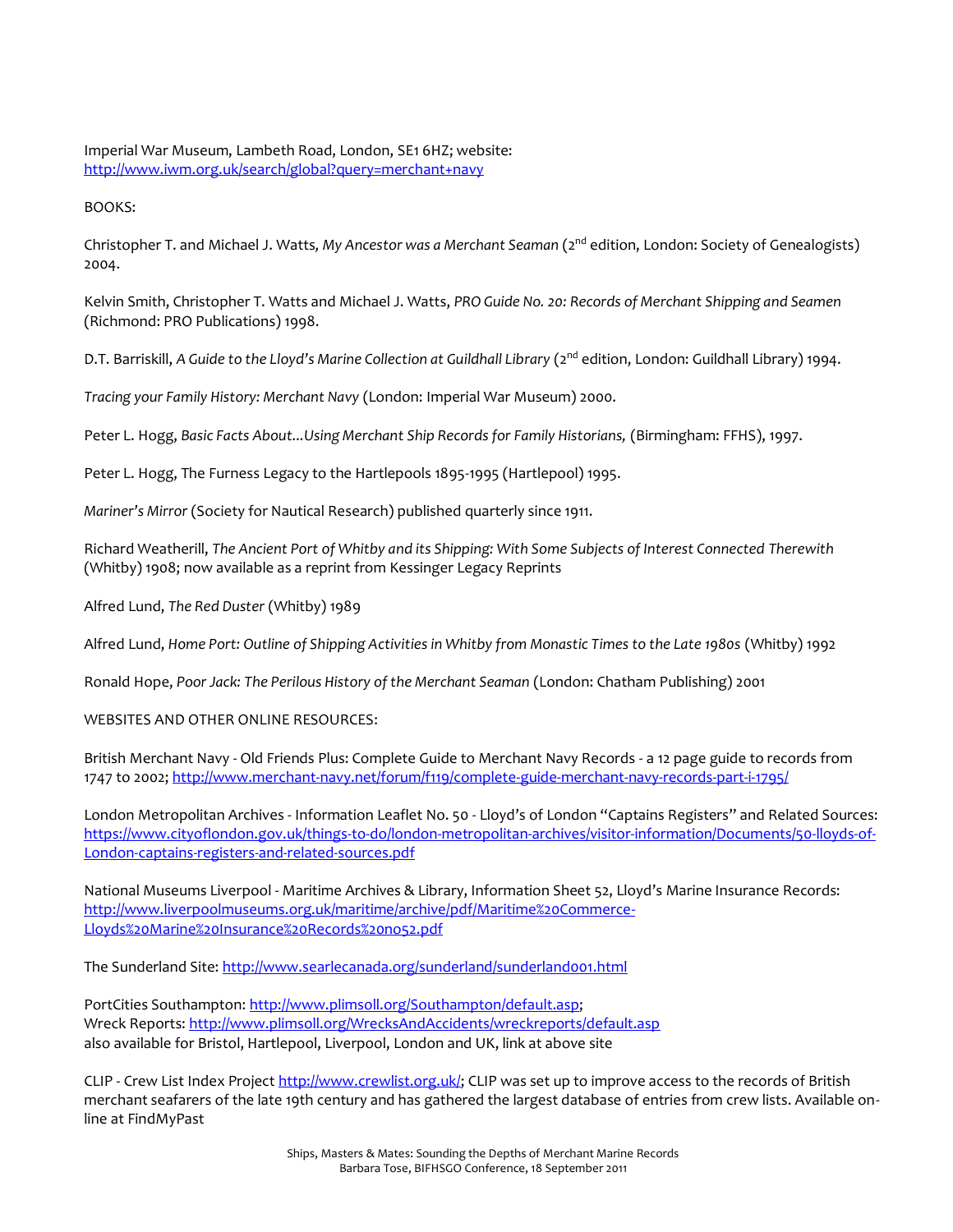Imperial War Museum, Lambeth Road, London, SE1 6HZ; website: http://www.iwm.org.uk/search/global?query=merchant+navy

BOOKS:

Christopher T. and Michael J. Watts, *My Ancestor was a Merchant Seaman* (2nd edition, London: Society of Genealogists) 2004.

Kelvin Smith, Christopher T. Watts and Michael J. Watts, *PRO Guide No. 20: Records of Merchant Shipping and Seamen* (Richmond: PRO Publications) 1998.

D.T. Barriskill, *A Guide to the Lloyd's Marine Collection at Guildhall Library* (2nd edition, London: Guildhall Library) 1994.

*Tracing your Family History: Merchant Navy* (London: Imperial War Museum) 2000.

Peter L. Hogg, *Basic Facts About...Using Merchant Ship Records for Family Historians,* (Birmingham: FFHS), 1997.

Peter L. Hogg, The Furness Legacy to the Hartlepools 1895-1995 (Hartlepool) 1995.

*Mariner's Mirror* (Society for Nautical Research) published quarterly since 1911.

Richard Weatherill, *The Ancient Port of Whitby and its Shipping: With Some Subjects of Interest Connected Therewith* (Whitby) 1908; now available as a reprint from Kessinger Legacy Reprints

Alfred Lund, *The Red Duster* (Whitby) 1989

Alfred Lund, *Home Port: Outline of Shipping Activities in Whitby from Monastic Times to the Late 1980s* (Whitby) 1992

Ronald Hope, *Poor Jack: The Perilous History of the Merchant Seaman* (London: Chatham Publishing) 2001

WEBSITES AND OTHER ONLINE RESOURCES:

British Merchant Navy - Old Friends Plus: Complete Guide to Merchant Navy Records - a 12 page guide to records from 1747 to 2002; http://www.merchant-navy.net/forum/f119/complete-guide-merchant-navy-records-part-i-1795/

London Metropolitan Archives - Information Leaflet No. 50 - Lloyd's of London "Captains Registers" and Related Sources: https://www.cityoflondon.gov.uk/things-to-do/london-metropolitan-archives/visitor-information/Documents/50-lloyds-of-London-captains-registers-and-related-sources.pdf

National Museums Liverpool - Maritime Archives & Library, Information Sheet 52, Lloyd's Marine Insurance Records: http://www.liverpoolmuseums.org.uk/maritime/archive/pdf/Maritime%20Commerce-Lloyds%20Marine%20Insurance%20Records%20no52.pdf

The Sunderland Site: http://www.searlecanada.org/sunderland/sunderland001.html

PortCities Southampton: http://www.plimsoll.org/Southampton/default.asp;
Wreck Reports: http://www.plimsoll.org/WrecksAndAccidents/wreckreports/default.asp
also available for Bristol, Hartlepool, Liverpool, London and UK, link at above site

CLIP - Crew List Index Project http://www.crewlist.org.uk/; CLIP was set up to improve access to the records of British merchant seafarers of the late 19th century and has gathered the largest database of entries from crew lists. Available on-line at FindMyPast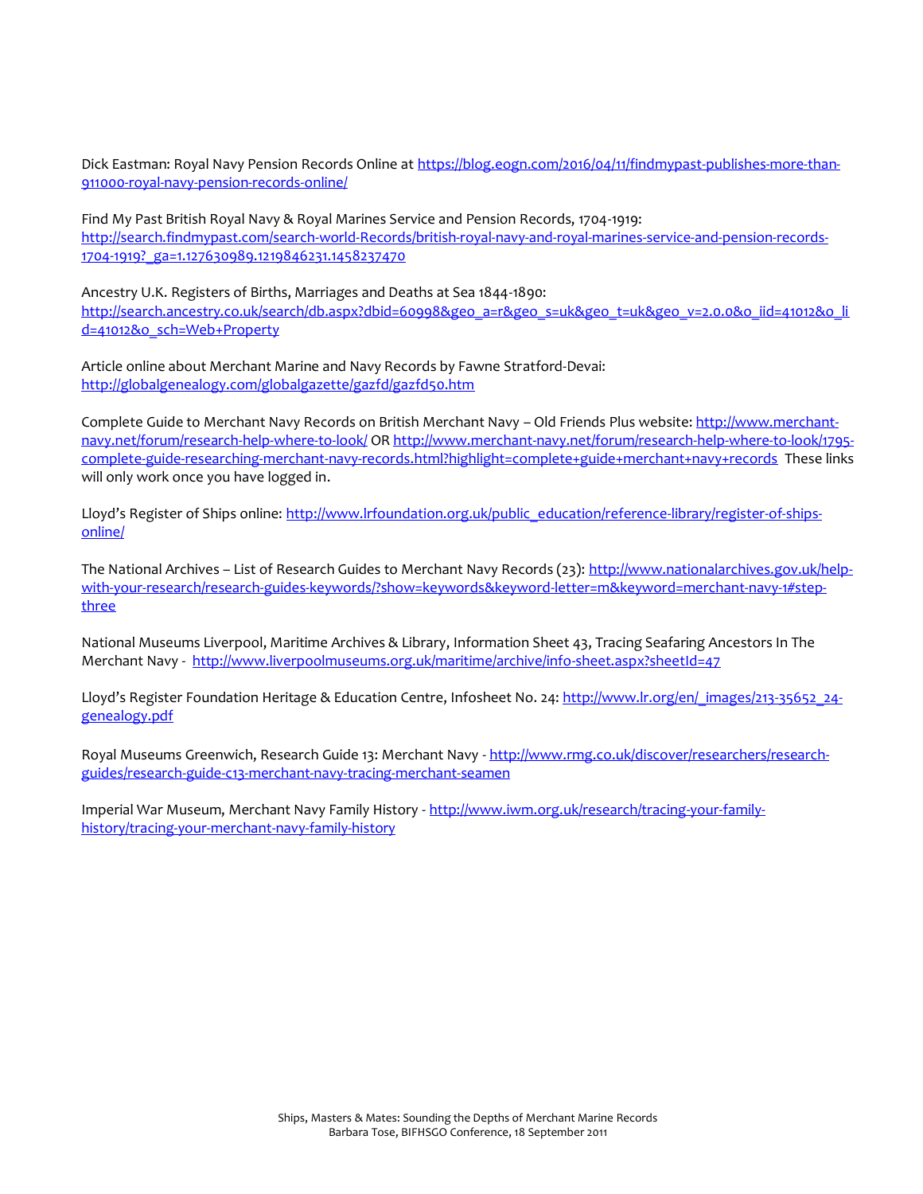Dick Eastman: Royal Navy Pension Records Online at https://blog.eogn.com/2016/04/11/findmypast-publishes-more-than-911000-royal-navy-pension-records-online/

Find My Past British Royal Navy & Royal Marines Service and Pension Records, 1704-1919: http://search.findmypast.com/search-world-Records/british-royal-navy-and-royal-marines-service-and-pension-records-1704-1919?_ga=1.127630989.1219846231.1458237470

Ancestry U.K. Registers of Births, Marriages and Deaths at Sea 1844-1890: http://search.ancestry.co.uk/search/db.aspx?dbid=60998&geo_a=r&geo_s=uk&geo_t=uk&geo_v=2.0.0&o_iid=41012&o_lid=41012&o_sch=Web+Property

Article online about Merchant Marine and Navy Records by Fawne Stratford-Devai: http://globalgenealogy.com/globalgazette/gazfd/gazfd50.htm

Complete Guide to Merchant Navy Records on British Merchant Navy – Old Friends Plus website: http://www.merchant-navy.net/forum/research-help-where-to-look/ OR http://www.merchant-navy.net/forum/research-help-where-to-look/1795-complete-guide-researching-merchant-navy-records.html?highlight=complete+guide+merchant+navy+records These links will only work once you have logged in.

Lloyd's Register of Ships online: http://www.lrfoundation.org.uk/public_education/reference-library/register-of-ships-online/

The National Archives – List of Research Guides to Merchant Navy Records (23): http://www.nationalarchives.gov.uk/help-with-your-research/research-guides-keywords/?show=keywords&keyword-letter=m&keyword=merchant-navy-1#step-three

National Museums Liverpool, Maritime Archives & Library, Information Sheet 43, Tracing Seafaring Ancestors In The Merchant Navy - http://www.liverpoolmuseums.org.uk/maritime/archive/info-sheet.aspx?sheetId=47

Lloyd's Register Foundation Heritage & Education Centre, Infosheet No. 24: http://www.lr.org/en/_images/213-35652_24-genealogy.pdf

Royal Museums Greenwich, Research Guide 13: Merchant Navy - http://www.rmg.co.uk/discover/researchers/research-guides/research-guide-c13-merchant-navy-tracing-merchant-seamen

Imperial War Museum, Merchant Navy Family History - http://www.iwm.org.uk/research/tracing-your-family-history/tracing-your-merchant-navy-family-history